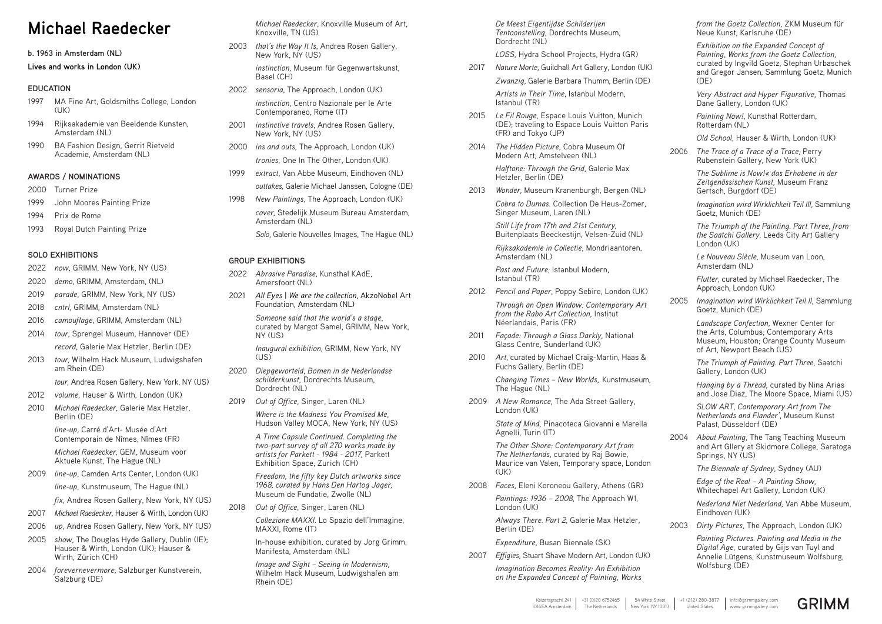# Michael Raedecker

**b. 1963 in Amsterdam (NL)**

**Lives and works in London (UK)**

## EDUCATION

1997 MA Fine Art, Goldsmiths College, London (UK)

1994 Rijksakademie van Beeldende Kunsten, Amsterdam (NL)

1990 BA Fashion Design, Gerrit Rietveld Academie, Amsterdam (NL)

## AWARDS / NOMINATIONS

2000 Turner Prize

1999 John Moores Painting Prize

1994 Prix de Rome

1993 Royal Dutch Painting Prize

## SOLO EXHIBITIONS

2022 *now*, GRIMM, New York, NY (US)

2020 *demo*, GRIMM, Amsterdam, (NL)

2019 *parade*, GRIMM, New York, NY (US)

2018 *cntrl*, GRIMM, Amsterdam (NL)

2016 *camouflage*, GRIMM, Amsterdam (NL)

2014 *tour*, Sprengel Museum, Hannover (DE)

*record*, Galerie Max Hetzler, Berlin (DE)

2013 *tour*, Wilhelm Hack Museum, Ludwigshafen am Rhein (DE)

*tour*, Andrea Rosen Gallery, New York, NY (US)

2012 *volume*, Hauser & Wirth, London (UK)

2010 *Michael Raedecker*, Galerie Max Hetzler, Berlin (DE)

*line-up*, Carré d'Art- Musée d'Art Contemporain de Nîmes, Nîmes (FR)

*Michael Raedecker*, GEM, Museum voor Aktuele Kunst, The Hague (NL)

2009 *line-up*, Camden Arts Center, London (UK)

*line-up*, Kunstmuseum, The Hague (NL)

*fix*, Andrea Rosen Gallery, New York, NY (US)

2007 *Michael Raedecker*, Hauser & Wirth, London (UK)

2006 *up*, Andrea Rosen Gallery, New York, NY (US)

2005 *show*, The Douglas Hyde Gallery, Dublin (IE); Hauser & Wirth, London (UK); Hauser & Wirth, Zürich (CH)

2004 *forevernevermore*, Salzburger Kunstverein, Salzburg (DE)

*Michael Raedecker*, Knoxville Museum of Art, Knoxville, TN (US)

2003 *that's the Way It Is*, Andrea Rosen Gallery, New York, NY (US)

*instinction*, Museum für Gegenwartskunst, Basel (CH)

2002 *sensoria*, The Approach, London (UK)

*instinction*, Centro Nazionale per le Arte Contemporaneo, Rome (IT)

2001 *instinctive travels*, Andrea Rosen Gallery, New York, NY (US)

2000 *ins and outs*, The Approach, London (UK)

*tronies*, One In The Other, London (UK)

1999 *extract*, Van Abbe Museum, Eindhoven (NL)

*outtakes*, Galerie Michael Janssen, Cologne (DE)

1998 *New Paintings*, The Approach, London (UK)

*cover*, Stedelijk Museum Bureau Amsterdam, Amsterdam (NL)

*Solo*, Galerie Nouvelles Images, The Hague (NL)

## GROUP EXHIBITIONS

2022 *Abrasive Paradise*, Kunsthal KAdE, Amersfoort (NL)

2021 *All Eyes | We are the collection*, AkzoNobel Art Foundation, Amsterdam (NL)

*Someone said that the world's a stage*, curated by Margot Samel, GRIMM, New York, NY (US)

*Inaugural exhibition*, GRIMM, New York, NY (US)

2020 *Diepgeworteld, Bomen in de Nederlandse schilderkunst*, Dordrechts Museum, Dordrecht (NL)

2019 *Out of Office*, Singer, Laren (NL)

*Where is the Madness You Promised Me*, Hudson Valley MOCA, New York, NY (US)

*A Time Capsule Continued. Completing the two-part survey of all 270 works made by artists for Parkett - 1984 - 2017*, Parkett Exhibition Space, Zurich (CH)

*Freedom, the fifty key Dutch artworks since 1968, curated by Hans Den Hartog Jager*, Museum de Fundatie, Zwolle (NL)

2018 *Out of Office*, Singer, Laren (NL)

*Collezione MAXXI*. Lo Spazio dell'Immagine, MAXXI, Rome (IT)

In-house exhibition, curated by Jorg Grimm, Manifesta, Amsterdam (NL)

*Image and Sight – Seeing in Modernism*, Wilhelm Hack Museum, Ludwigshafen am Rhein (DE)

*De Meest Eigentijdse Schilderijen Tentoonstelling*, Dordrechts Museum, Dordrecht (NL)

*LOSS*, Hydra School Projects, Hydra (GR)

2017 *Nature Morte*, Guildhall Art Gallery, London (UK)

*Zwanzig*, Galerie Barbara Thumm, Berlin (DE)

*Artists in Their Time*, Istanbul Modern, Istanbul (TR)

2015 *Le Fil Rouge*, Espace Louis Vuitton, Munich (DE); traveling to Espace Louis Vuitton Paris (FR) and Tokyo (JP)

2014 *The Hidden Picture*, Cobra Museum Of Modern Art, Amstelveen (NL)

*Halftone: Through the Grid*, Galerie Max Hetzler, Berlin (DE)

2013 *Wonder*, Museum Kranenburgh, Bergen (NL)

*Cobra to Dumas*. Collection De Heus-Zomer, Singer Museum, Laren (NL)

*Still Life from 17th and 21st Century*, Buitenplaats Beeckestijn, Velsen-Zuid (NL)

*Rijksakademie in Collectie*, Mondriaantoren, Amsterdam (NL)

*Past and Future*, Istanbul Modern, Istanbul (TR)

2012 *Pencil and Paper*, Poppy Sebire, London (UK)

*Through an Open Window: Contemporary Art from the Rabo Art Collection*, Institut Néerlandais, Paris (FR)

2011 *Façade: Through a Glass Darkly*, National Glass Centre, Sunderland (UK)

2010 *Art*, curated by Michael Craig-Martin, Haas & Fuchs Gallery, Berlin (DE)

*Changing Times – New Worlds*, Kunstmuseum, The Hague (NL)

2009 *A New Romance*, The Ada Street Gallery, London (UK)

*State of Mind*, Pinacoteca Giovanni e Marella Agnelli, Turin (IT)

*The Other Shore: Contemporary Art from The Netherlands*, curated by Raj Bowie, Maurice van Valen, Temporary space, London (UK)

2008 *Faces*, Eleni Koroneou Gallery, Athens (GR)

*Paintings: 1936 – 2008*, The Approach W1, London (UK)

*Always There. Part 2*, Galerie Max Hetzler, Berlin (DE)

*Expenditure*, Busan Biennale (SK)

2007 *Effigies*, Stuart Shave Modern Art, London (UK)

*Imagination Becomes Reality: An Exhibition on the Expanded Concept of Painting, Works from the Goetz Collection*, ZKM Museum für Neue Kunst, Karlsruhe (DE)

*Exhibition on the Expanded Concept of Painting, Works from the Goetz Collection*, curated by Ingvild Goetz, Stephan Urbaschek and Gregor Jansen, Sammlung Goetz, Munich (DE)

*Very Abstract and Hyper Figurative*, Thomas Dane Gallery, London (UK)

*Painting Now!*, Kunsthal Rotterdam, Rotterdam (NL)

*Old School*, Hauser & Wirth, London (UK)

2006 *The Trace of a Trace of a Trace*, Perry Rubenstein Gallery, New York (UK)

*The Sublime is Now!« das Erhabene in der Zeitgenössischen Kunst*, Museum Franz Gertsch, Burgdorf (DE)

*Imagination wird Wirklichkeit Teil III*, Sammlung Goetz, Munich (DE)

*The Triumph of the Painting. Part Three, from the Saatchi Gallery*, Leeds City Art Gallery London (UK)

*Le Nouveau Siècle*, Museum van Loon, Amsterdam (NL)

*Flutter*, curated by Michael Raedecker, The Approach, London (UK)

2005 *Imagination wird Wirklichkeit Teil II*, Sammlung Goetz, Munich (DE)

*Landscape Confection*, Wexner Center for the Arts, Columbus; Contemporary Arts Museum, Houston; Orange County Museum of Art, Newport Beach (US)

*The Triumph of Painting. Part Three*, Saatchi Gallery, London (UK)

*Hanging by a Thread*, curated by Nina Arias and Jose Diaz, The Moore Space, Miami (US)

*SLOW ART, Contemporary Art from The Netherlands and Flander'*, Museum Kunst Palast, Düsseldorf (DE)

2004 *About Painting*, The Tang Teaching Museum and Art Gllery at Skidmore College, Saratoga Springs, NY (US)

*The Biennale of Sydney*, Sydney (AU)

*Edge of the Real – A Painting Show*, Whitechapel Art Gallery, London (UK)

*Nederland Niet Nederland*, Van Abbe Museum, Eindhoven (UK)

2003 *Dirty Pictures*, The Approach, London (UK)

*Painting Pictures. Painting and Media in the Digital Age*, curated by Gijs van Tuyl and Annelie Lütgens, Kunstmuseum Wolfsburg, Wolfsburg (DE)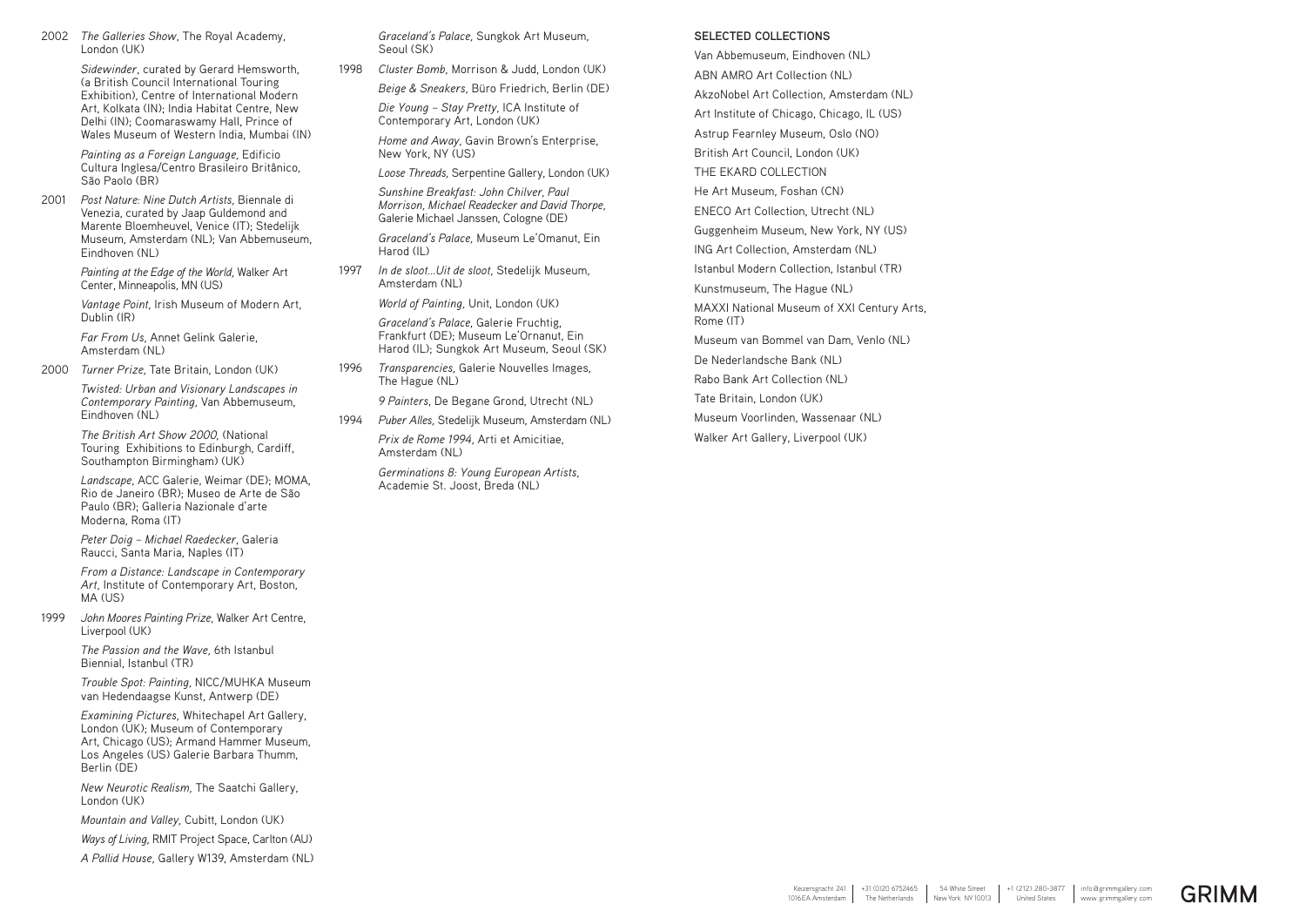2002 *The Galleries Show*, The Royal Academy, London (UK)

*Sidewinder*, curated by Gerard Hemsworth, (a British Council International Touring Exhibition), Centre of International Modern Art, Kolkata (IN); India Habitat Centre, New Delhi (IN); Coomaraswamy Hall, Prince of Wales Museum of Western India, Mumbai (IN)

*Painting as a Foreign Language*, Edificio Cultura Inglesa/Centro Brasileiro Britânico, São Paolo (BR)

2001 *Post Nature: Nine Dutch Artists*, Biennale di Venezia, curated by Jaap Guldemond and Marente Bloemheuvel, Venice (IT); Stedelijk Museum, Amsterdam (NL); Van Abbemuseum, Eindhoven (NL)

*Painting at the Edge of the World*, Walker Art Center, Minneapolis, MN (US)

*Vantage Point*, Irish Museum of Modern Art, Dublin (IR)

*Far From Us*, Annet Gelink Galerie, Amsterdam (NL)

2000 *Turner Prize*, Tate Britain, London (UK)

*Twisted: Urban and Visionary Landscapes in Contemporary Painting*, Van Abbemuseum, Eindhoven (NL)

*The British Art Show 2000*, (National Touring Exhibitions to Edinburgh, Cardiff, Southampton Birmingham) (UK)

*Landscape*, ACC Galerie, Weimar (DE); MOMA, Rio de Janeiro (BR); Museo de Arte de São Paulo (BR); Galleria Nazionale d'arte Moderna, Roma (IT)

*Peter Doig – Michael Raedecker*, Galeria Raucci, Santa Maria, Naples (IT)

*From a Distance: Landscape in Contemporary Art*, Institute of Contemporary Art, Boston, MA (US)

1999 *John Moores Painting Prize*, Walker Art Centre, Liverpool (UK)

*The Passion and the Wave*, 6th Istanbul Biennial, Istanbul (TR)

*Trouble Spot: Painting*, NICC/MUHKA Museum van Hedendaagse Kunst, Antwerp (DE)

*Examining Pictures*, Whitechapel Art Gallery, London (UK); Museum of Contemporary Art, Chicago (US); Armand Hammer Museum, Los Angeles (US) Galerie Barbara Thumm, Berlin (DE)

*New Neurotic Realism*, The Saatchi Gallery, London (UK)

*Mountain and Valley*, Cubitt, London (UK)

*Ways of Living*, RMIT Project Space, Carlton (AU)

*A Pallid House*, Gallery W139, Amsterdam (NL)

*Graceland's Palace*, Sungkok Art Museum, Seoul (SK)

1998 *Cluster Bomb*, Morrison & Judd, London (UK)

*Beige & Sneakers*, Büro Friedrich, Berlin (DE)

*Die Young – Stay Pretty*, ICA Institute of Contemporary Art, London (UK)

*Home and Away*, Gavin Brown's Enterprise, New York, NY (US)

*Loose Threads*, Serpentine Gallery, London (UK)

*Sunshine Breakfast: John Chilver, Paul Morrison, Michael Readecker and David Thorpe*, Galerie Michael Janssen, Cologne (DE)

*Graceland's Palace*, Museum Le'Omanut, Ein Harod (IL)

1997 *In de sloot...Uit de sloot*, Stedelijk Museum, Amsterdam (NL)

*World of Painting*, Unit, London (UK)

*Graceland's Palace*, Galerie Fruchtig, Frankfurt (DE); Museum Le'Ornanut, Ein Harod (IL); Sungkok Art Museum, Seoul (SK)

1996 *Transparencies*, Galerie Nouvelles Images, The Hague (NL)

*9 Painters*, De Begane Grond, Utrecht (NL)

1994 *Puber Alles*, Stedelijk Museum, Amsterdam (NL)

*Prix de Rome 1994*, Arti et Amicitiae, Amsterdam (NL)

*Germinations 8: Young European Artists*, Academie St. Joost, Breda (NL)

**SELECTED COLLECTIONS**

Van Abbemuseum, Eindhoven (NL)

ABN AMRO Art Collection (NL)

AkzoNobel Art Collection, Amsterdam (NL)

Art Institute of Chicago, Chicago, IL (US)

Astrup Fearnley Museum, Oslo (NO)

British Art Council, London (UK)

THE EKARD COLLECTION

He Art Museum, Foshan (CN)

ENECO Art Collection, Utrecht (NL)

Guggenheim Museum, New York, NY (US)

ING Art Collection, Amsterdam (NL)

Istanbul Modern Collection, Istanbul (TR)

Kunstmuseum, The Hague (NL)

MAXXI National Museum of XXI Century Arts, Rome (IT)

Museum van Bommel van Dam, Venlo (NL)

De Nederlandsche Bank (NL)

Rabo Bank Art Collection (NL)

Tate Britain, London (UK)

Museum Voorlinden, Wassenaar (NL)

Walker Art Gallery, Liverpool (UK)